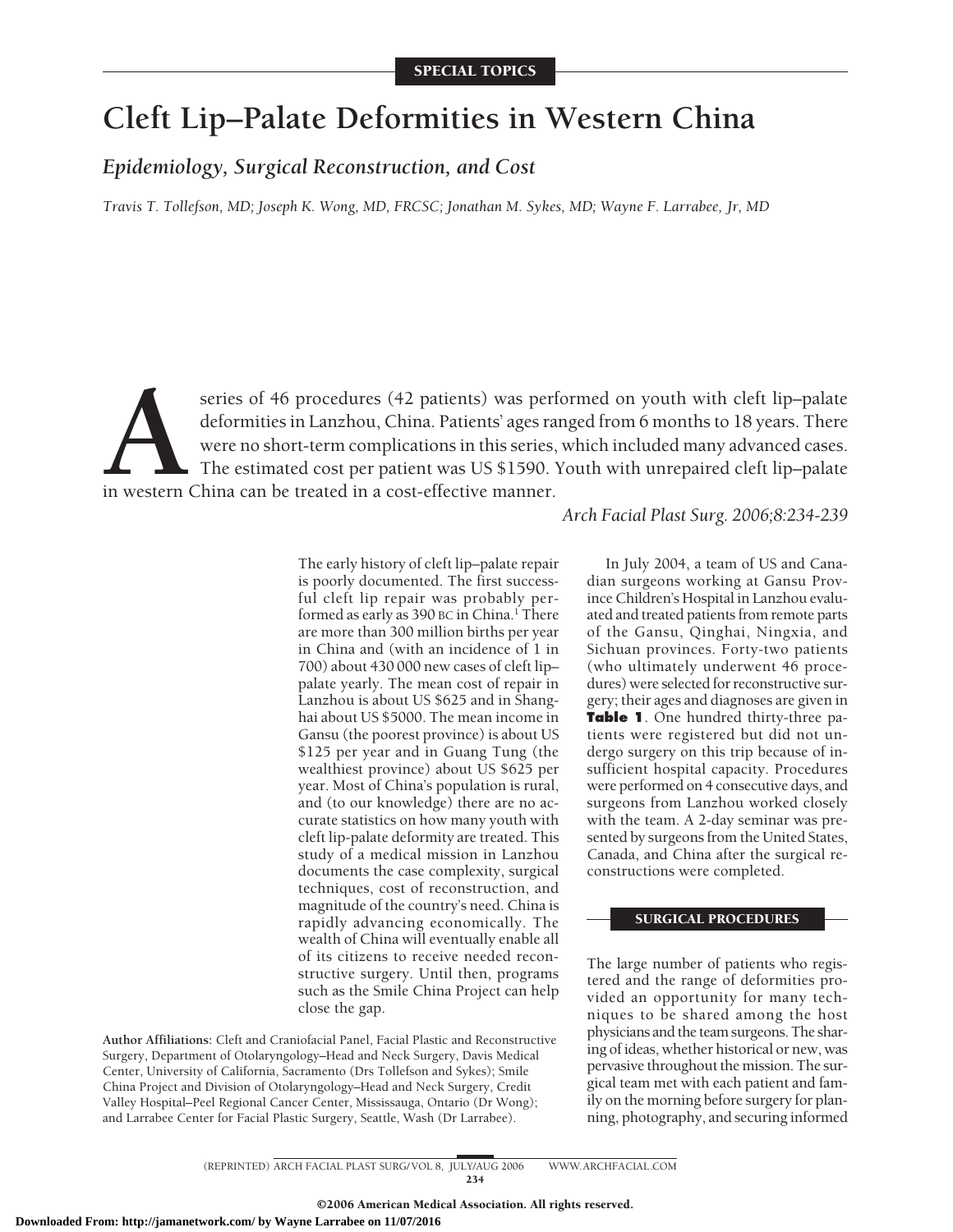SPECIAL TOPICS

# Cleft Lip–Palate Deformities in Western China

## *Epidemiology, Surgical Reconstruction, and Cost*

*Travis T. Tollefson, MD; Joseph K. Wong, MD, FRCSC; Jonathan M. Sykes, MD; Wayne F. Larrabee, Jr, MD*

A series of 46 procedures (42 patients) was performed on youth with cleft lip–palate deformities in Lanzhou, China. Patients' ages ranged from 6 months to 18 years. There were no short-term complications in this series, which included many advanced cases. The estimated cost per patient was US $1590. Youth with unrepaired cleft lip–palate in western China can be treated in a cost-effective manner.

*Arch Facial Plast Surg. 2006;8:234-239*

The early history of cleft lip–palate repair is poorly documented. The first successful cleft lip repair was probably performed as early as 390 BC in China.[1] There are more than 300 million births per year in China and (with an incidence of 1 in 700) about 430 000 new cases of cleft lip–palate yearly. The mean cost of repair in Lanzhou is about US $625 and in Shanghai about US $5000. The mean income in Gansu (the poorest province) is about US $125 per year and in Guang Tung (the wealthiest province) about US $625 per year. Most of China's population is rural, and (to our knowledge) there are no accurate statistics on how many youth with cleft lip-palate deformity are treated. This study of a medical mission in Lanzhou documents the case complexity, surgical techniques, cost of reconstruction, and magnitude of the country's need. China is rapidly advancing economically. The wealth of China will eventually enable all of its citizens to receive needed reconstructive surgery. Until then, programs such as the Smile China Project can help close the gap.

**Author Affiliations:** Cleft and Craniofacial Panel, Facial Plastic and Reconstructive Surgery, Department of Otolaryngology–Head and Neck Surgery, Davis Medical Center, University of California, Sacramento (Drs Tollefson and Sykes); Smile China Project and Division of Otolaryngology–Head and Neck Surgery, Credit Valley Hospital–Peel Regional Cancer Center, Mississauga, Ontario (Dr Wong); and Larrabee Center for Facial Plastic Surgery, Seattle, Wash (Dr Larrabee).

In July 2004, a team of US and Canadian surgeons working at Gansu Province Children's Hospital in Lanzhou evaluated and treated patients from remote parts of the Gansu, Qinghai, Ningxia, and Sichuan provinces. Forty-two patients (who ultimately underwent 46 procedures) were selected for reconstructive surgery; their ages and diagnoses are given in **Table 1**. One hundred thirty-three patients were registered but did not undergo surgery on this trip because of insufficient hospital capacity. Procedures were performed on 4 consecutive days, and surgeons from Lanzhou worked closely with the team. A 2-day seminar was presented by surgeons from the United States, Canada, and China after the surgical reconstructions were completed.

## SURGICAL PROCEDURES

The large number of patients who registered and the range of deformities provided an opportunity for many techniques to be shared among the host physicians and the team surgeons. The sharing of ideas, whether historical or new, was pervasive throughout the mission. The surgical team met with each patient and family on the morning before surgery for planning, photography, and securing informed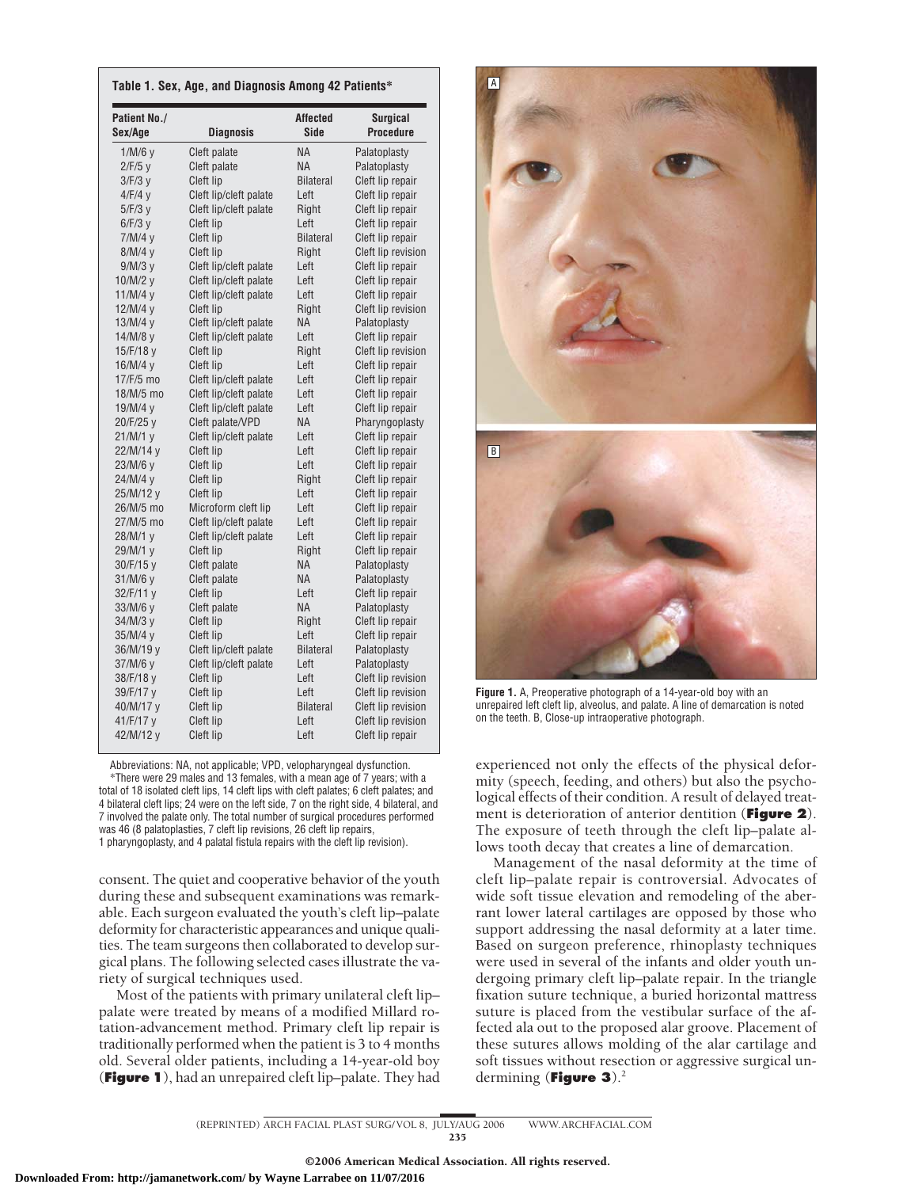**Table 1. Sex, Age, and Diagnosis Among 42 Patients***

| Patient No./ Sex/Age | Diagnosis | Affected Side | Surgical Procedure |
|---|---|---|---|
| 1/M/6 y | Cleft palate | NA | Palatoplasty |
| 2/F/5 y | Cleft palate | NA | Palatoplasty |
| 3/F/3 y | Cleft lip | Bilateral | Cleft lip repair |
| 4/F/4 y | Cleft lip/cleft palate | Left | Cleft lip repair |
| 5/F/3 y | Cleft lip/cleft palate | Right | Cleft lip repair |
| 6/F/3 y | Cleft lip | Left | Cleft lip repair |
| 7/M/4 y | Cleft lip | Bilateral | Cleft lip repair |
| 8/M/4 y | Cleft lip | Right | Cleft lip revision |
| 9/M/3 y | Cleft lip/cleft palate | Left | Cleft lip repair |
| 10/M/2 y | Cleft lip/cleft palate | Left | Cleft lip repair |
| 11/M/4 y | Cleft lip/cleft palate | Left | Cleft lip repair |
| 12/M/4 y | Cleft lip | Right | Cleft lip revision |
| 13/M/4 y | Cleft lip/cleft palate | NA | Palatoplasty |
| 14/M/8 y | Cleft lip/cleft palate | Left | Cleft lip repair |
| 15/F/18 y | Cleft lip | Right | Cleft lip revision |
| 16/M/4 y | Cleft lip | Left | Cleft lip repair |
| 17/F/5 mo | Cleft lip/cleft palate | Left | Cleft lip repair |
| 18/M/5 mo | Cleft lip/cleft palate | Left | Cleft lip repair |
| 19/M/4 y | Cleft lip/cleft palate | Left | Cleft lip repair |
| 20/F/25 y | Cleft palate/VPD | NA | Pharyngoplasty |
| 21/M/1 y | Cleft lip/cleft palate | Left | Cleft lip repair |
| 22/M/14 y | Cleft lip | Left | Cleft lip repair |
| 23/M/6 y | Cleft lip | Left | Cleft lip repair |
| 24/M/4 y | Cleft lip | Right | Cleft lip repair |
| 25/M/12 y | Cleft lip | Left | Cleft lip repair |
| 26/M/5 mo | Microform cleft lip | Left | Cleft lip repair |
| 27/M/5 mo | Cleft lip/cleft palate | Left | Cleft lip repair |
| 28/M/1 y | Cleft lip/cleft palate | Left | Cleft lip repair |
| 29/M/1 y | Cleft lip | Right | Cleft lip repair |
| 30/F/15 y | Cleft palate | NA | Palatoplasty |
| 31/M/6 y | Cleft palate | NA | Palatoplasty |
| 32/F/11 y | Cleft lip | Left | Cleft lip repair |
| 33/M/6 y | Cleft palate | NA | Palatoplasty |
| 34/M/3 y | Cleft lip | Right | Cleft lip repair |
| 35/M/4 y | Cleft lip | Left | Cleft lip repair |
| 36/M/19 y | Cleft lip/cleft palate | Bilateral | Palatoplasty |
| 37/M/6 y | Cleft lip/cleft palate | Left | Palatoplasty |
| 38/F/18 y | Cleft lip | Left | Cleft lip revision |
| 39/F/17 y | Cleft lip | Left | Cleft lip revision |
| 40/M/17 y | Cleft lip | Bilateral | Cleft lip revision |
| 41/F/17 y | Cleft lip | Left | Cleft lip revision |
| 42/M/12 y | Cleft lip | Left | Cleft lip repair |

Abbreviations: NA, not applicable; VPD, velopharyngeal dysfunction.
*There were 29 males and 13 females, with a mean age of 7 years; with a total of 18 isolated cleft lips, 14 cleft lips with cleft palates; 6 cleft palates; and 4 bilateral cleft lips; 24 were on the left side, 7 on the right side, 4 bilateral, and 7 involved the palate only. The total number of surgical procedures performed was 46 (8 palatoplasties, 7 cleft lip revisions, 26 cleft lip repairs, 1 pharyngoplasty, and 4 palatal fistula repairs with the cleft lip revision).

consent. The quiet and cooperative behavior of the youth during these and subsequent examinations was remarkable. Each surgeon evaluated the youth's cleft lip–palate deformity for characteristic appearances and unique qualities. The team surgeons then collaborated to develop surgical plans. The following selected cases illustrate the variety of surgical techniques used.

Most of the patients with primary unilateral cleft lip–palate were treated by means of a modified Millard rotation-advancement method. Primary cleft lip repair is traditionally performed when the patient is 3 to 4 months old. Several older patients, including a 14-year-old boy (**Figure 1**), had an unrepaired cleft lip–palate. They had experienced not only the effects of the physical deformity (speech, feeding, and others) but also the psychological effects of their condition. A result of delayed treatment is deterioration of anterior dentition (**Figure 2**). The exposure of teeth through the cleft lip–palate allows tooth decay that creates a line of demarcation.

**Figure 1.** A, Preoperative photograph of a 14-year-old boy with an unrepaired left cleft lip, alveolus, and palate. A line of demarcation is noted on the teeth. B, Close-up intraoperative photograph.

Management of the nasal deformity at the time of cleft lip–palate repair is controversial. Advocates of wide soft tissue elevation and remodeling of the aberrant lower lateral cartilages are opposed by those who support addressing the nasal deformity at a later time. Based on surgeon preference, rhinoplasty techniques were used in several of the infants and older youth undergoing primary cleft lip–palate repair. In the triangle fixation suture technique, a buried horizontal mattress suture is placed from the vestibular surface of the affected ala out to the proposed alar groove. Placement of these sutures allows molding of the alar cartilage and soft tissues without resection or aggressive surgical undermining (**Figure 3**).[2]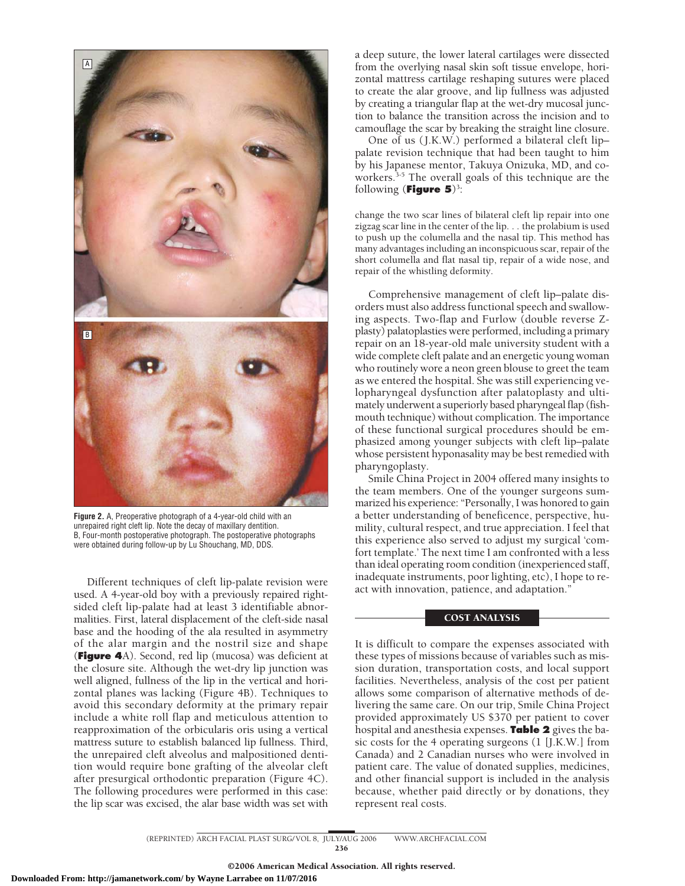Figure 2. A, Preoperative photograph of a 4-year-old child with an unrepaired right cleft lip. Note the decay of maxillary dentition. B, Four-month postoperative photograph. The postoperative photographs were obtained during follow-up by Lu Shouchang, MD, DDS.

Different techniques of cleft lip-palate revision were used. A 4-year-old boy with a previously repaired right-sided cleft lip-palate had at least 3 identifiable abnormalities. First, lateral displacement of the cleft-side nasal base and the hooding of the ala resulted in asymmetry of the alar margin and the nostril size and shape (**Figure 4**A). Second, red lip (mucosa) was deficient at the closure site. Although the wet-dry lip junction was well aligned, fullness of the lip in the vertical and horizontal planes was lacking (Figure 4B). Techniques to avoid this secondary deformity at the primary repair include a white roll flap and meticulous attention to reapproximation of the orbicularis oris using a vertical mattress suture to establish balanced lip fullness. Third, the unrepaired cleft alveolus and malpositioned dentition would require bone grafting of the alveolar cleft after presurgical orthodontic preparation (Figure 4C). The following procedures were performed in this case: the lip scar was excised, the alar base width was set with a deep suture, the lower lateral cartilages were dissected from the overlying nasal skin soft tissue envelope, horizontal mattress cartilage reshaping sutures were placed to create the alar groove, and lip fullness was adjusted by creating a triangular flap at the wet-dry mucosal junction to balance the transition across the incision and to camouflage the scar by breaking the straight line closure.

One of us (J.K.W.) performed a bilateral cleft lip–palate revision technique that had been taught to him by his Japanese mentor, Takuya Onizuka, MD, and coworkers.[3-5] The overall goals of this technique are the following (**Figure 5**)[3]:

> change the two scar lines of bilateral cleft lip repair into one zigzag scar line in the center of the lip. . . the prolabium is used to push up the columella and the nasal tip. This method has many advantages including an inconspicuous scar, repair of the short columella and flat nasal tip, repair of a wide nose, and repair of the whistling deformity.

Comprehensive management of cleft lip–palate disorders must also address functional speech and swallowing aspects. Two-flap and Furlow (double reverse Z-plasty) palatoplasties were performed, including a primary repair on an 18-year-old male university student with a wide complete cleft palate and an energetic young woman who routinely wore a neon green blouse to greet the team as we entered the hospital. She was still experiencing velopharyngeal dysfunction after palatoplasty and ultimately underwent a superiorly based pharyngeal flap (fishmouth technique) without complication. The importance of these functional surgical procedures should be emphasized among younger subjects with cleft lip–palate whose persistent hyponasality may be best remedied with pharyngoplasty.

Smile China Project in 2004 offered many insights to the team members. One of the younger surgeons summarized his experience: "Personally, I was honored to gain a better understanding of beneficence, perspective, humility, cultural respect, and true appreciation. I feel that this experience also served to adjust my surgical 'comfort template.' The next time I am confronted with a less than ideal operating room condition (inexperienced staff, inadequate instruments, poor lighting, etc), I hope to react with innovation, patience, and adaptation."

## COST ANALYSIS

It is difficult to compare the expenses associated with these types of missions because of variables such as mission duration, transportation costs, and local support facilities. Nevertheless, analysis of the cost per patient allows some comparison of alternative methods of delivering the same care. On our trip, Smile China Project provided approximately US $370 per patient to cover hospital and anesthesia expenses. **Table 2** gives the basic costs for the 4 operating surgeons (1 [J.K.W.] from Canada) and 2 Canadian nurses who were involved in patient care. The value of donated supplies, medicines, and other financial support is included in the analysis because, whether paid directly or by donations, they represent real costs.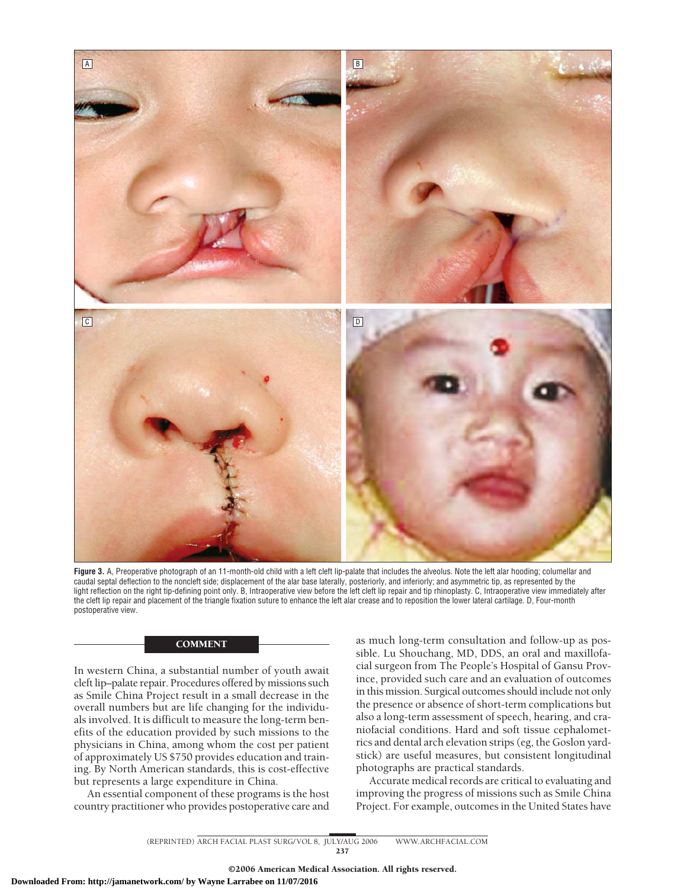**Figure 3.** A, Preoperative photograph of an 11-month-old child with a left cleft lip-palate that includes the alveolus. Note the left alar hooding; columellar and caudal septal deflection to the noncleft side; displacement of the alar base laterally, posteriorly, and inferiorly; and asymmetric tip, as represented by the light reflection on the right tip-defining point only. B, Intraoperative view before the left cleft lip repair and tip rhinoplasty. C, Intraoperative view immediately after the cleft lip repair and placement of the triangle fixation suture to enhance the left alar crease and to reposition the lower lateral cartilage. D, Four-month postoperative view.

## COMMENT

In western China, a substantial number of youth await cleft lip–palate repair. Procedures offered by missions such as Smile China Project result in a small decrease in the overall numbers but are life changing for the individuals involved. It is difficult to measure the long-term benefits of the education provided by such missions to the physicians in China, among whom the cost per patient of approximately US $750 provides education and training. By North American standards, this is cost-effective but represents a large expenditure in China.

An essential component of these programs is the host country practitioner who provides postoperative care and as much long-term consultation and follow-up as possible. Lu Shouchang, MD, DDS, an oral and maxillofacial surgeon from The People's Hospital of Gansu Province, provided such care and an evaluation of outcomes in this mission. Surgical outcomes should include not only the presence or absence of short-term complications but also a long-term assessment of speech, hearing, and craniofacial conditions. Hard and soft tissue cephalometrics and dental arch elevation strips (eg, the Goslon yardstick) are useful measures, but consistent longitudinal photographs are practical standards.

Accurate medical records are critical to evaluating and improving the progress of missions such as Smile China Project. For example, outcomes in the United States have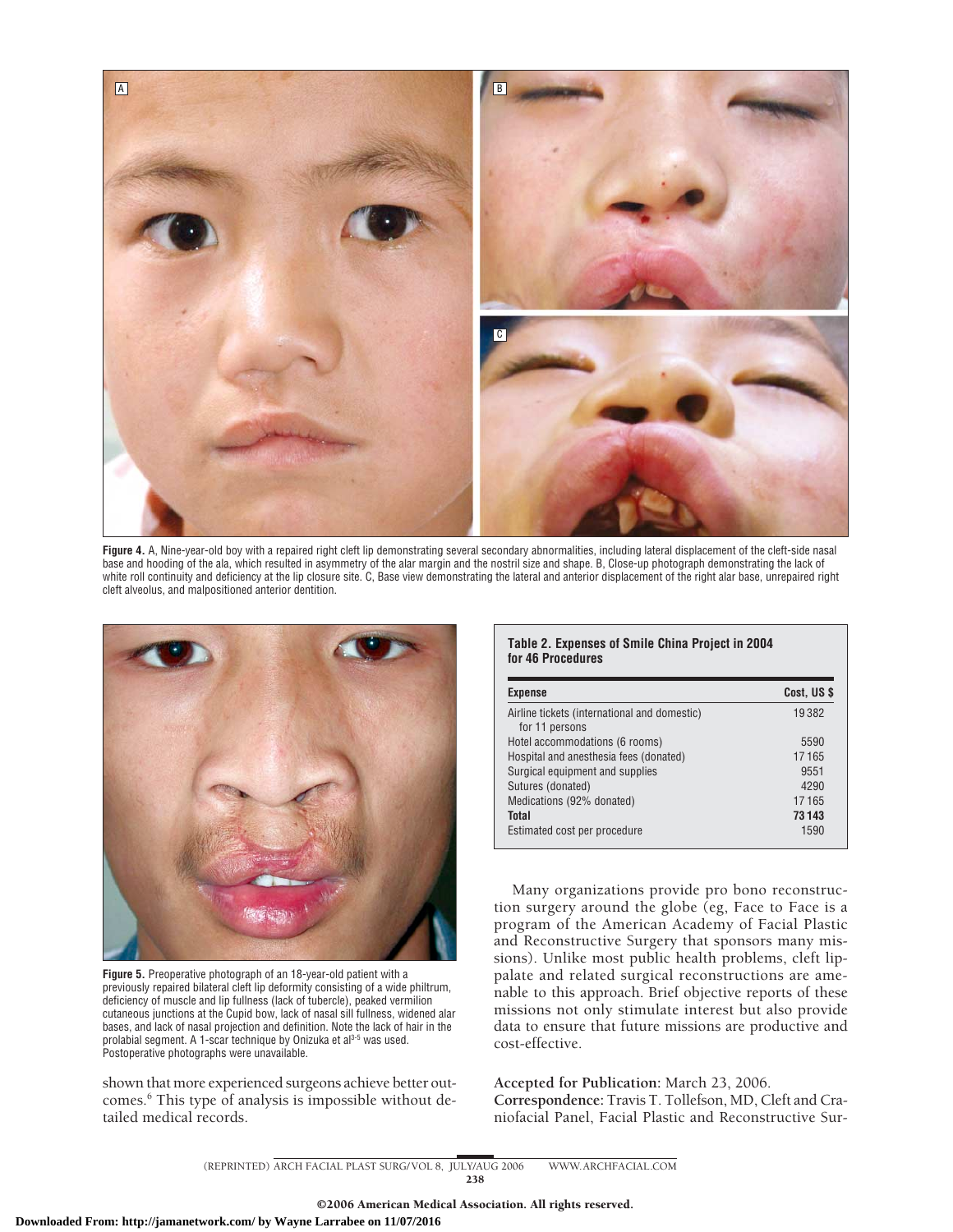**Figure 4.** A, Nine-year-old boy with a repaired right cleft lip demonstrating several secondary abnormalities, including lateral displacement of the cleft-side nasal base and hooding of the ala, which resulted in asymmetry of the alar margin and the nostril size and shape. B, Close-up photograph demonstrating the lack of white roll continuity and deficiency at the lip closure site. C, Base view demonstrating the lateral and anterior displacement of the right alar base, unrepaired right cleft alveolus, and malpositioned anterior dentition.

**Figure 5.** Preoperative photograph of an 18-year-old patient with a previously repaired bilateral cleft lip deformity consisting of a wide philtrum, deficiency of muscle and lip fullness (lack of tubercle), peaked vermilion cutaneous junctions at the Cupid bow, lack of nasal sill fullness, widened alar bases, and lack of nasal projection and definition. Note the lack of hair in the prolabial segment. A 1-scar technique by Onizuka et al[3-5] was used. Postoperative photographs were unavailable.

shown that more experienced surgeons achieve better outcomes.[6] This type of analysis is impossible without detailed medical records.

**Table 2. Expenses of Smile China Project in 2004 for 46 Procedures**

| Expense | Cost, US $ |
|---|---|
| Airline tickets (international and domestic) for 11 persons | 19 382 |
| Hotel accommodations (6 rooms) | 5590 |
| Hospital and anesthesia fees (donated) | 17 165 |
| Surgical equipment and supplies | 9551 |
| Sutures (donated) | 4290 |
| Medications (92% donated) | 17 165 |
| **Total** | **73 143** |
| Estimated cost per procedure | 1590 |

Many organizations provide pro bono reconstruction surgery around the globe (eg, Face to Face is a program of the American Academy of Facial Plastic and Reconstructive Surgery that sponsors many missions). Unlike most public health problems, cleft lip-palate and related surgical reconstructions are amenable to this approach. Brief objective reports of these missions not only stimulate interest but also provide data to ensure that future missions are productive and cost-effective.

**Accepted for Publication:** March 23, 2006.

**Correspondence:** Travis T. Tollefson, MD, Cleft and Craniofacial Panel, Facial Plastic and Reconstructive Sur-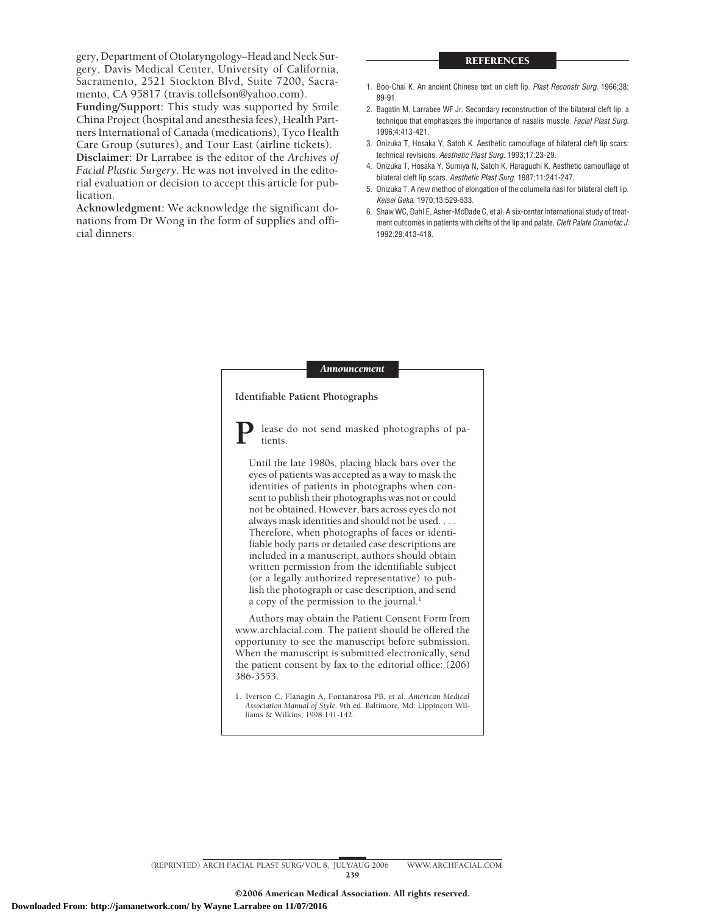gery, Department of Otolaryngology–Head and Neck Surgery, Davis Medical Center, University of California, Sacramento, 2521 Stockton Blvd, Suite 7200, Sacramento, CA 95817 (travis.tollefson@yahoo.com).

**Funding/Support:** This study was supported by Smile China Project (hospital and anesthesia fees), Health Partners International of Canada (medications), Tyco Health Care Group (sutures), and Tour East (airline tickets).

**Disclaimer:** Dr Larrabee is the editor of the *Archives of Facial Plastic Surgery*. He was not involved in the editorial evaluation or decision to accept this article for publication.

**Acknowledgment:** We acknowledge the significant donations from Dr Wong in the form of supplies and official dinners.

## REFERENCES

1. Boo-Chai K. An ancient Chinese text on cleft lip. *Plast Reconstr Surg.* 1966;38:89-91.
2. Bagatin M, Larrabee WF Jr. Secondary reconstruction of the bilateral cleft lip: a technique that emphasizes the importance of nasalis muscle. *Facial Plast Surg.* 1996;4:413-421.
3. Onizuka T, Hosaka Y, Satoh K. Aesthetic camouflage of bilateral cleft lip scars: technical revisions. *Aesthetic Plast Surg.* 1993;17:23-29.
4. Onizuka T, Hosaka Y, Sumiya N, Satoh K, Haraguchi K. Aesthetic camouflage of bilateral cleft lip scars. *Aesthetic Plast Surg.* 1987;11:241-247.
5. Onizuka T. A new method of elongation of the columella nasi for bilateral cleft lip. *Keisei Geka.* 1970;13:529-533.
6. Shaw WC, Dahl E, Asher-McDade C, et al. A six-center international study of treatment outcomes in patients with clefts of the lip and palate. *Cleft Palate Craniofac J.* 1992;29:413-418.

## *Announcement*

### Identifiable Patient Photographs

Please do not send masked photographs of patients.

> Until the late 1980s, placing black bars over the eyes of patients was accepted as a way to mask the identities of patients in photographs when consent to publish their photographs was not or could not be obtained. However, bars across eyes do not always mask identities and should not be used. . . . Therefore, when photographs of faces or identifiable body parts or detailed case descriptions are included in a manuscript, authors should obtain written permission from the identifiable subject (or a legally authorized representative) to publish the photograph or case description, and send a copy of the permission to the journal.[1]

Authors may obtain the Patient Consent Form from www.archfacial.com. The patient should be offered the opportunity to see the manuscript before submission. When the manuscript is submitted electronically, send the patient consent by fax to the editorial office: (206) 386-3553.

1. Iverson C, Flanagin A, Fontanarosa PB, et al. *American Medical Association Manual of Style.* 9th ed. Baltimore, Md: Lippincott Williams & Wilkins; 1998:141-142.